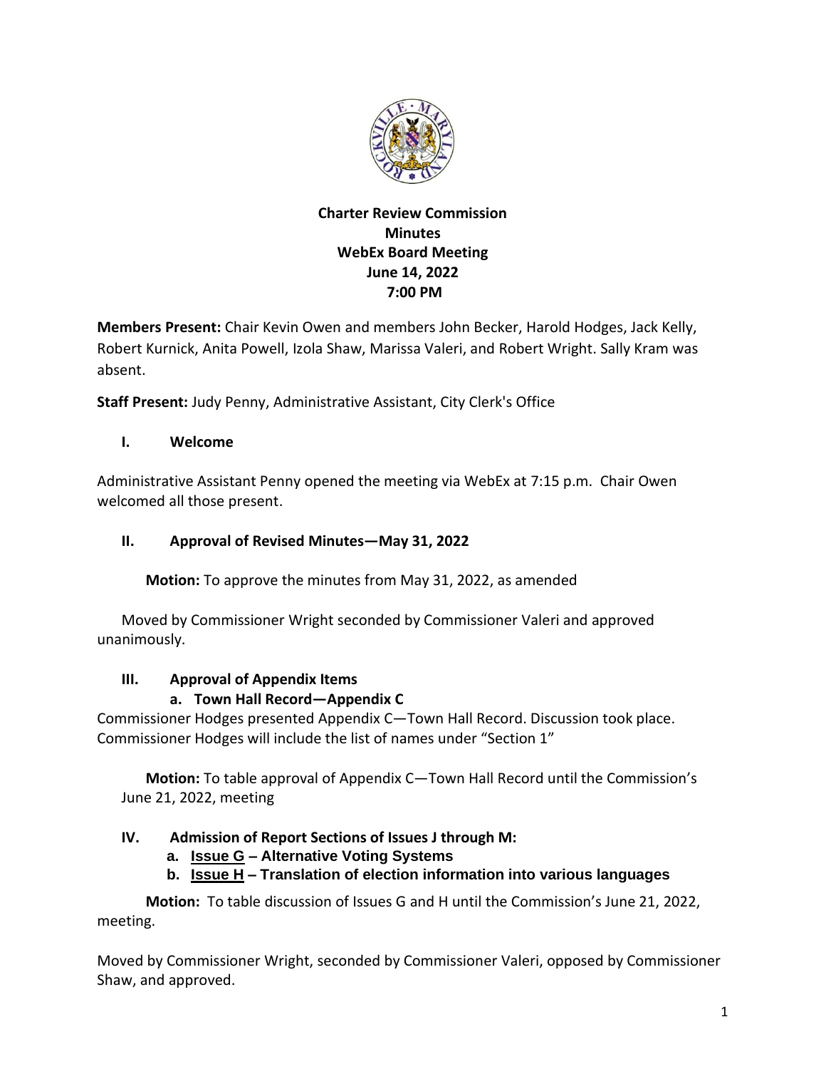**Charter Review Commission**
**Minutes**
**WebEx Board Meeting**
**June 14, 2022**
**7:00 PM**

**Members Present:** Chair Kevin Owen and members John Becker, Harold Hodges, Jack Kelly, Robert Kurnick, Anita Powell, Izola Shaw, Marissa Valeri, and Robert Wright. Sally Kram was absent.

**Staff Present:** Judy Penny, Administrative Assistant, City Clerk's Office

## I. Welcome

Administrative Assistant Penny opened the meeting via WebEx at 7:15 p.m. Chair Owen welcomed all those present.

## II. Approval of Revised Minutes—May 31, 2022

**Motion:** To approve the minutes from May 31, 2022, as amended

Moved by Commissioner Wright seconded by Commissioner Valeri and approved unanimously.

## III. Approval of Appendix Items

### a. Town Hall Record—Appendix C

Commissioner Hodges presented Appendix C—Town Hall Record. Discussion took place. Commissioner Hodges will include the list of names under "Section 1"

**Motion:** To table approval of Appendix C—Town Hall Record until the Commission's June 21, 2022, meeting

## IV. Admission of Report Sections of Issues J through M:

a. **Issue G – Alternative Voting Systems**
b. **Issue H – Translation of election information into various languages**

**Motion:** To table discussion of Issues G and H until the Commission's June 21, 2022, meeting.

Moved by Commissioner Wright, seconded by Commissioner Valeri, opposed by Commissioner Shaw, and approved.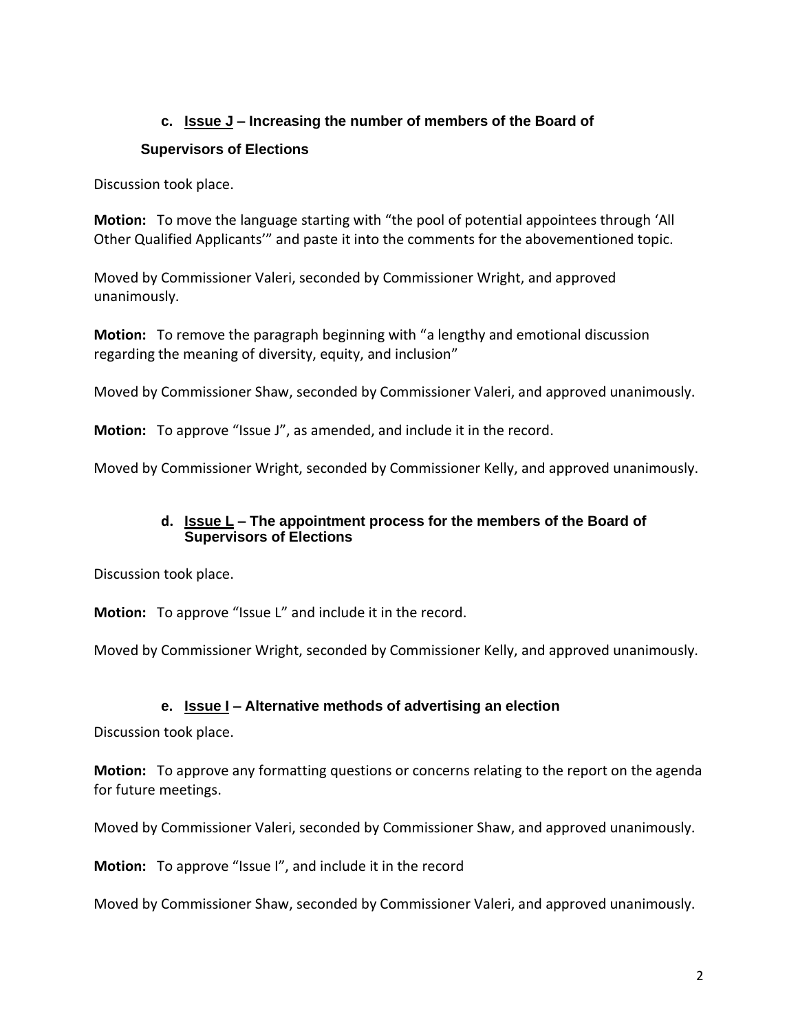### c. <u>Issue J</u> – Increasing the number of members of the Board of Supervisors of Elections

Discussion took place.

**Motion:** To move the language starting with “the pool of potential appointees through ‘All Other Qualified Applicants’” and paste it into the comments for the abovementioned topic.

Moved by Commissioner Valeri, seconded by Commissioner Wright, and approved unanimously.

**Motion:** To remove the paragraph beginning with “a lengthy and emotional discussion regarding the meaning of diversity, equity, and inclusion”

Moved by Commissioner Shaw, seconded by Commissioner Valeri, and approved unanimously.

**Motion:** To approve “Issue J”, as amended, and include it in the record.

Moved by Commissioner Wright, seconded by Commissioner Kelly, and approved unanimously.

### d. <u>Issue L</u> – The appointment process for the members of the Board of Supervisors of Elections

Discussion took place.

**Motion:** To approve “Issue L” and include it in the record.

Moved by Commissioner Wright, seconded by Commissioner Kelly, and approved unanimously.

### e. <u>Issue I</u> – Alternative methods of advertising an election

Discussion took place.

**Motion:** To approve any formatting questions or concerns relating to the report on the agenda for future meetings.

Moved by Commissioner Valeri, seconded by Commissioner Shaw, and approved unanimously.

**Motion:** To approve “Issue I”, and include it in the record

Moved by Commissioner Shaw, seconded by Commissioner Valeri, and approved unanimously.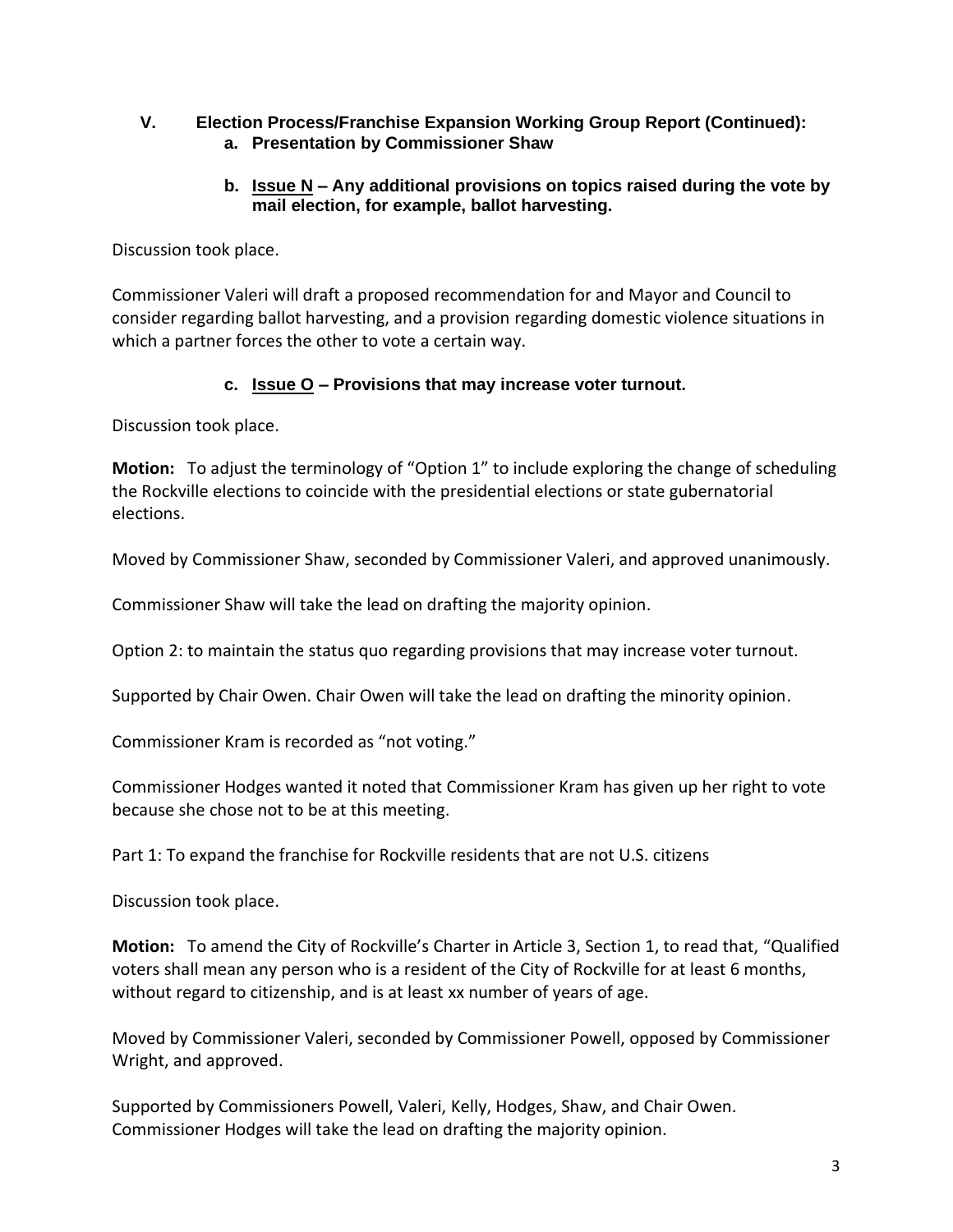## V. Election Process/Franchise Expansion Working Group Report (Continued):

### a. Presentation by Commissioner Shaw

### b. Issue N – Any additional provisions on topics raised during the vote by mail election, for example, ballot harvesting.

Discussion took place.

Commissioner Valeri will draft a proposed recommendation for and Mayor and Council to consider regarding ballot harvesting, and a provision regarding domestic violence situations in which a partner forces the other to vote a certain way.

### c. Issue O – Provisions that may increase voter turnout.

Discussion took place.

**Motion:** To adjust the terminology of "Option 1" to include exploring the change of scheduling the Rockville elections to coincide with the presidential elections or state gubernatorial elections.

Moved by Commissioner Shaw, seconded by Commissioner Valeri, and approved unanimously.

Commissioner Shaw will take the lead on drafting the majority opinion.

Option 2: to maintain the status quo regarding provisions that may increase voter turnout.

Supported by Chair Owen. Chair Owen will take the lead on drafting the minority opinion.

Commissioner Kram is recorded as "not voting."

Commissioner Hodges wanted it noted that Commissioner Kram has given up her right to vote because she chose not to be at this meeting.

Part 1: To expand the franchise for Rockville residents that are not U.S. citizens

Discussion took place.

**Motion:** To amend the City of Rockville's Charter in Article 3, Section 1, to read that, "Qualified voters shall mean any person who is a resident of the City of Rockville for at least 6 months, without regard to citizenship, and is at least xx number of years of age.

Moved by Commissioner Valeri, seconded by Commissioner Powell, opposed by Commissioner Wright, and approved.

Supported by Commissioners Powell, Valeri, Kelly, Hodges, Shaw, and Chair Owen. Commissioner Hodges will take the lead on drafting the majority opinion.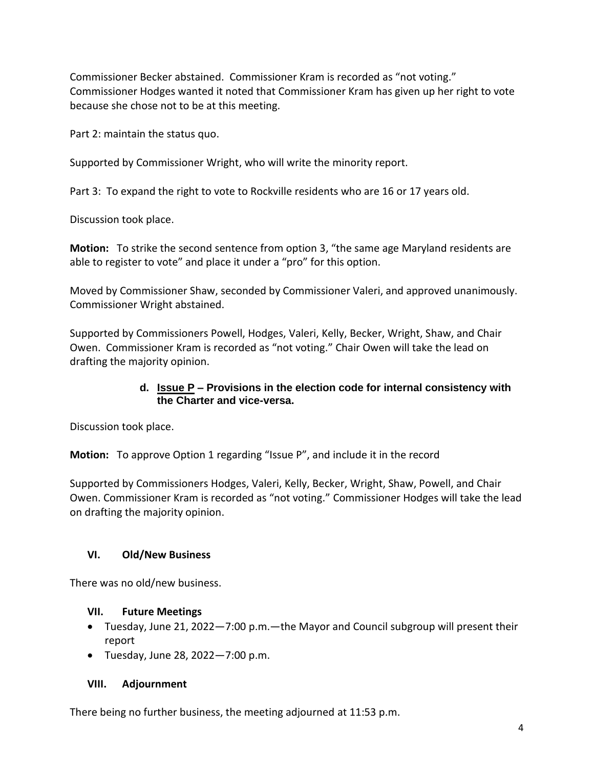Commissioner Becker abstained. Commissioner Kram is recorded as "not voting." Commissioner Hodges wanted it noted that Commissioner Kram has given up her right to vote because she chose not to be at this meeting.

Part 2: maintain the status quo.

Supported by Commissioner Wright, who will write the minority report.

Part 3: To expand the right to vote to Rockville residents who are 16 or 17 years old.

Discussion took place.

**Motion:** To strike the second sentence from option 3, "the same age Maryland residents are able to register to vote" and place it under a "pro" for this option.

Moved by Commissioner Shaw, seconded by Commissioner Valeri, and approved unanimously. Commissioner Wright abstained.

Supported by Commissioners Powell, Hodges, Valeri, Kelly, Becker, Wright, Shaw, and Chair Owen. Commissioner Kram is recorded as "not voting." Chair Owen will take the lead on drafting the majority opinion.

**d. Issue P – Provisions in the election code for internal consistency with the Charter and vice-versa.**

Discussion took place.

**Motion:** To approve Option 1 regarding "Issue P", and include it in the record

Supported by Commissioners Hodges, Valeri, Kelly, Becker, Wright, Shaw, Powell, and Chair Owen. Commissioner Kram is recorded as "not voting." Commissioner Hodges will take the lead on drafting the majority opinion.

## VI. Old/New Business

There was no old/new business.

## VII. Future Meetings

- Tuesday, June 21, 2022—7:00 p.m.—the Mayor and Council subgroup will present their report
- Tuesday, June 28, 2022—7:00 p.m.

## VIII. Adjournment

There being no further business, the meeting adjourned at 11:53 p.m.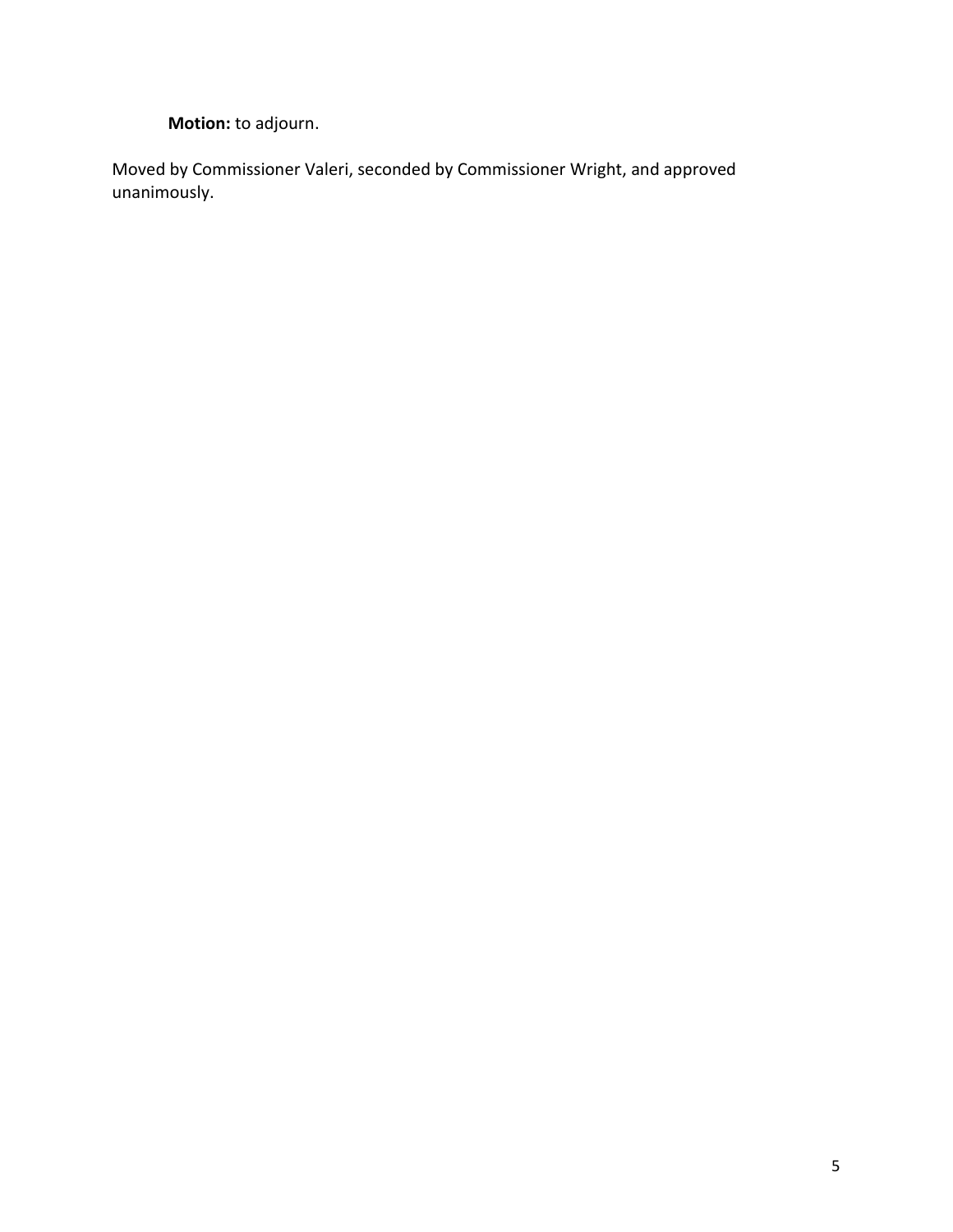**Motion:** to adjourn.

Moved by Commissioner Valeri, seconded by Commissioner Wright, and approved unanimously.